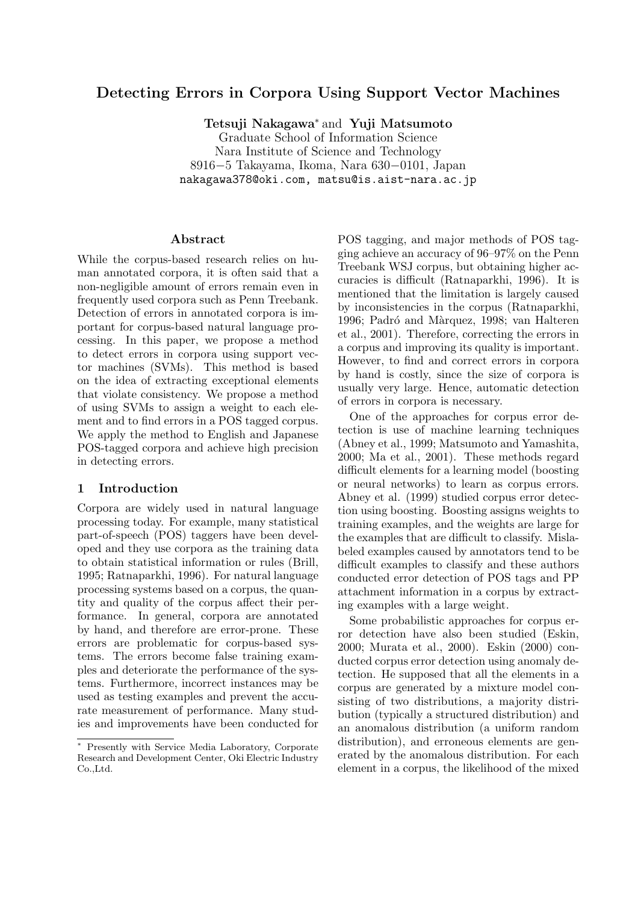# Detecting Errors in Corpora Using Support Vector Machines

**Tetsuji Nakagawa*** and **Yuji Matsumoto**

Graduate School of Information Science
Nara Institute of Science and Technology
8916−5 Takayama, Ikoma, Nara 630−0101, Japan
nakagawa378@oki.com, matsu@is.aist-nara.ac.jp

### Abstract

While the corpus-based research relies on human annotated corpora, it is often said that a non-negligible amount of errors remain even in frequently used corpora such as Penn Treebank. Detection of errors in annotated corpora is important for corpus-based natural language processing. In this paper, we propose a method to detect errors in corpora using support vector machines (SVMs). This method is based on the idea of extracting exceptional elements that violate consistency. We propose a method of using SVMs to assign a weight to each element and to find errors in a POS tagged corpus. We apply the method to English and Japanese POS-tagged corpora and achieve high precision in detecting errors.

## 1 Introduction

Corpora are widely used in natural language processing today. For example, many statistical part-of-speech (POS) taggers have been developed and they use corpora as the training data to obtain statistical information or rules (Brill, 1995; Ratnaparkhi, 1996). For natural language processing systems based on a corpus, the quantity and quality of the corpus affect their performance. In general, corpora are annotated by hand, and therefore are error-prone. These errors are problematic for corpus-based systems. The errors become false training examples and deteriorate the performance of the systems. Furthermore, incorrect instances may be used as testing examples and prevent the accurate measurement of performance. Many studies and improvements have been conducted for POS tagging, and major methods of POS tagging achieve an accuracy of 96–97% on the Penn Treebank WSJ corpus, but obtaining higher accuracies is difficult (Ratnaparkhi, 1996). It is mentioned that the limitation is largely caused by inconsistencies in the corpus (Ratnaparkhi, 1996; Padró and Màrquez, 1998; van Halteren et al., 2001). Therefore, correcting the errors in a corpus and improving its quality is important. However, to find and correct errors in corpora by hand is costly, since the size of corpora is usually very large. Hence, automatic detection of errors in corpora is necessary.

One of the approaches for corpus error detection is use of machine learning techniques (Abney et al., 1999; Matsumoto and Yamashita, 2000; Ma et al., 2001). These methods regard difficult elements for a learning model (boosting or neural networks) to learn as corpus errors. Abney et al. (1999) studied corpus error detection using boosting. Boosting assigns weights to training examples, and the weights are large for the examples that are difficult to classify. Mislabeled examples caused by annotators tend to be difficult examples to classify and these authors conducted error detection of POS tags and PP attachment information in a corpus by extracting examples with a large weight.

Some probabilistic approaches for corpus error detection have also been studied (Eskin, 2000; Murata et al., 2000). Eskin (2000) conducted corpus error detection using anomaly detection. He supposed that all the elements in a corpus are generated by a mixture model consisting of two distributions, a majority distribution (typically a structured distribution) and an anomalous distribution (a uniform random distribution), and erroneous elements are generated by the anomalous distribution. For each element in a corpus, the likelihood of the mixed

* Presently with Service Media Laboratory, Corporate Research and Development Center, Oki Electric Industry Co.,Ltd.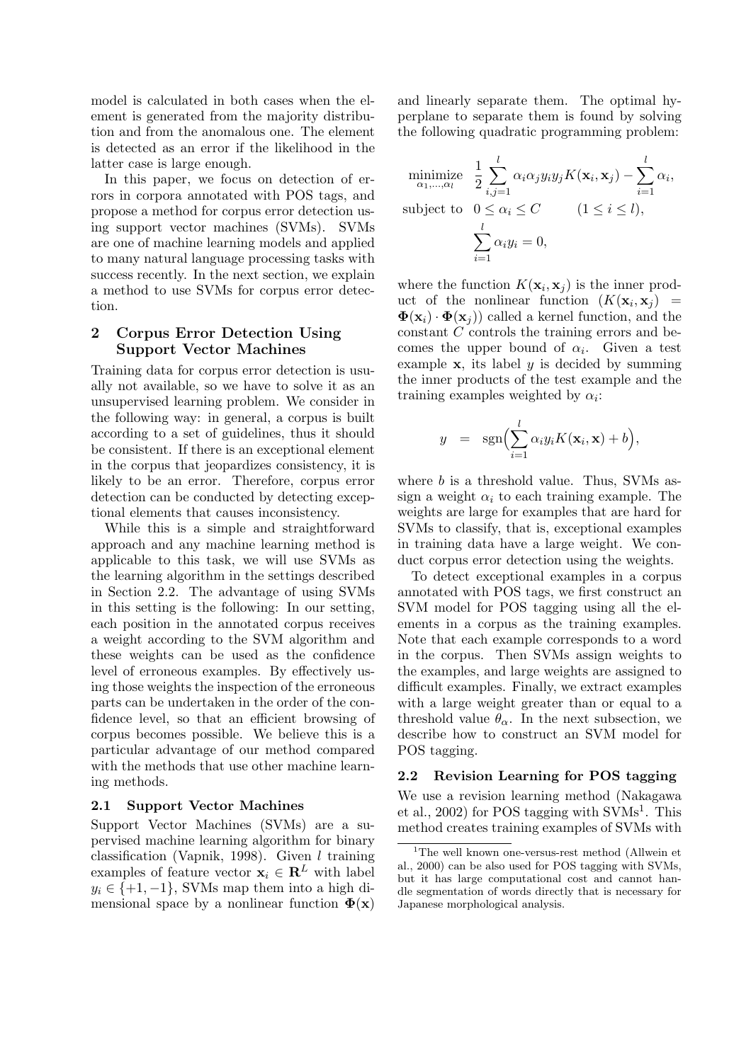model is calculated in both cases when the element is generated from the majority distribution and from the anomalous one. The element is detected as an error if the likelihood in the latter case is large enough.

In this paper, we focus on detection of errors in corpora annotated with POS tags, and propose a method for corpus error detection using support vector machines (SVMs). SVMs are one of machine learning models and applied to many natural language processing tasks with success recently. In the next section, we explain a method to use SVMs for corpus error detection.

## 2 Corpus Error Detection Using Support Vector Machines

Training data for corpus error detection is usually not available, so we have to solve it as an unsupervised learning problem. We consider in the following way: in general, a corpus is built according to a set of guidelines, thus it should be consistent. If there is an exceptional element in the corpus that jeopardizes consistency, it is likely to be an error. Therefore, corpus error detection can be conducted by detecting exceptional elements that causes inconsistency.

While this is a simple and straightforward approach and any machine learning method is applicable to this task, we will use SVMs as the learning algorithm in the settings described in Section 2.2. The advantage of using SVMs in this setting is the following: In our setting, each position in the annotated corpus receives a weight according to the SVM algorithm and these weights can be used as the confidence level of erroneous examples. By effectively using those weights the inspection of the erroneous parts can be undertaken in the order of the confidence level, so that an efficient browsing of corpus becomes possible. We believe this is a particular advantage of our method compared with the methods that use other machine learning methods.

### 2.1 Support Vector Machines

Support Vector Machines (SVMs) are a supervised machine learning algorithm for binary classification (Vapnik, 1998). Given $l$ training examples of feature vector $\mathbf{x}_i \in \mathbf{R}^L$ with label $y_i \in \{+1, -1\}$, SVMs map them into a high dimensional space by a nonlinear function $\mathbf{\Phi}(\mathbf{x})$ and linearly separate them. The optimal hyperplane to separate them is found by solving the following quadratic programming problem:

$$\begin{aligned}
\underset{\alpha_1,\ldots,\alpha_l}{\text{minimize}} \quad & \frac{1}{2}\sum_{i,j=1}^{l} \alpha_i\alpha_j y_i y_j K(\mathbf{x}_i, \mathbf{x}_j) - \sum_{i=1}^{l} \alpha_i, \\
\text{subject to} \quad & 0 \leq \alpha_i \leq C \qquad (1 \leq i \leq l), \\
& \sum_{i=1}^{l} \alpha_i y_i = 0,
\end{aligned}$$

where the function $K(\mathbf{x}_i, \mathbf{x}_j)$ is the inner product of the nonlinear function ($K(\mathbf{x}_i, \mathbf{x}_j) = \mathbf{\Phi}(\mathbf{x}_i) \cdot \mathbf{\Phi}(\mathbf{x}_j)$) called a kernel function, and the constant $C$ controls the training errors and becomes the upper bound of $\alpha_i$. Given a test example $\mathbf{x}$, its label $y$ is decided by summing the inner products of the test example and the training examples weighted by $\alpha_i$:

$$y \;=\; \mathrm{sgn}\Big(\sum_{i=1}^{l} \alpha_i y_i K(\mathbf{x}_i, \mathbf{x}) + b\Big),$$

where $b$ is a threshold value. Thus, SVMs assign a weight $\alpha_i$ to each training example. The weights are large for examples that are hard for SVMs to classify, that is, exceptional examples in training data have a large weight. We conduct corpus error detection using the weights.

To detect exceptional examples in a corpus annotated with POS tags, we first construct an SVM model for POS tagging using all the elements in a corpus as the training examples. Note that each example corresponds to a word in the corpus. Then SVMs assign weights to the examples, and large weights are assigned to difficult examples. Finally, we extract examples with a large weight greater than or equal to a threshold value $\theta_\alpha$. In the next subsection, we describe how to construct an SVM model for POS tagging.

### 2.2 Revision Learning for POS tagging

We use a revision learning method (Nakagawa et al., 2002) for POS tagging with SVMs[1]. This method creates training examples of SVMs with

[1] The well known one-versus-rest method (Allwein et al., 2000) can be also used for POS tagging with SVMs, but it has large computational cost and cannot handle segmentation of words directly that is necessary for Japanese morphological analysis.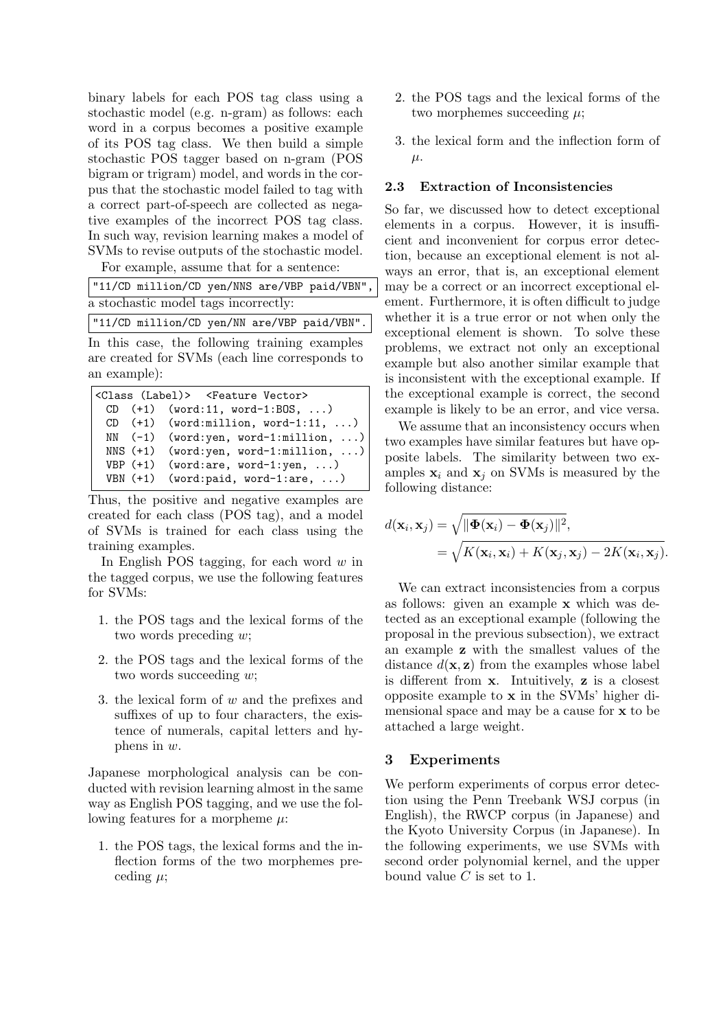binary labels for each POS tag class using a stochastic model (e.g. n-gram) as follows: each word in a corpus becomes a positive example of its POS tag class. We then build a simple stochastic POS tagger based on n-gram (POS bigram or trigram) model, and words in the corpus that the stochastic model failed to tag with a correct part-of-speech are collected as negative examples of the incorrect POS tag class. In such way, revision learning makes a model of SVMs to revise outputs of the stochastic model.

For example, assume that for a sentence:

```
"11/CD million/CD yen/NNS are/VBP paid/VBN",
```

a stochastic model tags incorrectly:

```
"11/CD million/CD yen/NN are/VBP paid/VBN".
```

In this case, the following training examples are created for SVMs (each line corresponds to an example):

```
<Class (Label)>  <Feature Vector>
 CD  (+1)  (word:11, word-1:BOS, ...)
 CD  (+1)  (word:million, word-1:11, ...)
 NN  (-1)  (word:yen, word-1:million, ...)
 NNS (+1)  (word:yen, word-1:million, ...)
 VBP (+1)  (word:are, word-1:yen, ...)
 VBN (+1)  (word:paid, word-1:are, ...)
```

Thus, the positive and negative examples are created for each class (POS tag), and a model of SVMs is trained for each class using the training examples.

In English POS tagging, for each word $w$ in the tagged corpus, we use the following features for SVMs:

1. the POS tags and the lexical forms of the two words preceding $w$;
2. the POS tags and the lexical forms of the two words succeeding $w$;
3. the lexical form of $w$ and the prefixes and suffixes of up to four characters, the existence of numerals, capital letters and hyphens in $w$.

Japanese morphological analysis can be conducted with revision learning almost in the same way as English POS tagging, and we use the following features for a morpheme $\mu$:

1. the POS tags, the lexical forms and the inflection forms of the two morphemes preceding $\mu$;
2. the POS tags and the lexical forms of the two morphemes succeeding $\mu$;
3. the lexical form and the inflection form of $\mu$.

### 2.3 Extraction of Inconsistencies

So far, we discussed how to detect exceptional elements in a corpus. However, it is insufficient and inconvenient for corpus error detection, because an exceptional element is not always an error, that is, an exceptional element may be a correct or an incorrect exceptional element. Furthermore, it is often difficult to judge whether it is a true error or not when only the exceptional element is shown. To solve these problems, we extract not only an exceptional example but also another similar example that is inconsistent with the exceptional example. If the exceptional example is correct, the second example is likely to be an error, and vice versa.

We assume that an inconsistency occurs when two examples have similar features but have opposite labels. The similarity between two examples $\mathbf{x}_i$ and $\mathbf{x}_j$ on SVMs is measured by the following distance:

$$
\begin{aligned}
d(\mathbf{x}_i, \mathbf{x}_j) &= \sqrt{\|\mathbf{\Phi}(\mathbf{x}_i) - \mathbf{\Phi}(\mathbf{x}_j)\|^2}, \\
&= \sqrt{K(\mathbf{x}_i, \mathbf{x}_i) + K(\mathbf{x}_j, \mathbf{x}_j) - 2K(\mathbf{x}_i, \mathbf{x}_j)}.
\end{aligned}
$$

We can extract inconsistencies from a corpus as follows: given an example $\mathbf{x}$ which was detected as an exceptional example (following the proposal in the previous subsection), we extract an example $\mathbf{z}$ with the smallest values of the distance $d(\mathbf{x}, \mathbf{z})$ from the examples whose label is different from $\mathbf{x}$. Intuitively, $\mathbf{z}$ is a closest opposite example to $\mathbf{x}$ in the SVMs' higher dimensional space and may be a cause for $\mathbf{x}$ to be attached a large weight.

## 3 Experiments

We perform experiments of corpus error detection using the Penn Treebank WSJ corpus (in English), the RWCP corpus (in Japanese) and the Kyoto University Corpus (in Japanese). In the following experiments, we use SVMs with second order polynomial kernel, and the upper bound value $C$ is set to 1.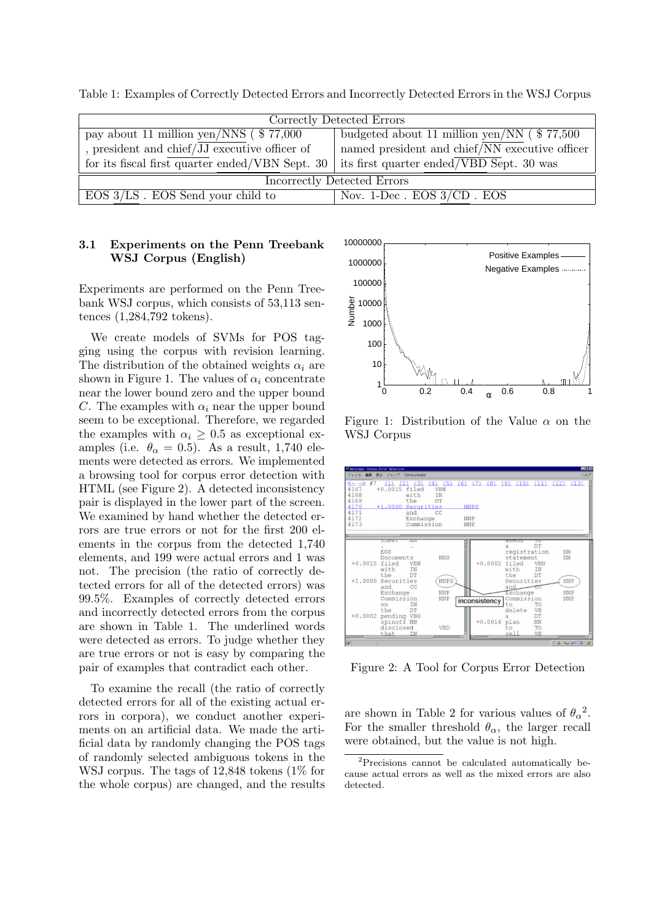Table 1: Examples of Correctly Detected Errors and Incorrectly Detected Errors in the WSJ Corpus

| Correctly Detected Errors | |
|---|---|
| pay about 11 million yen/NNS ( $ 77,000 | budgeted about 11 million yen/NN ( $ 77,500 |
| , president and chief/JJ executive officer of | named president and chief/NN executive officer |
| for its fiscal first quarter ended/VBN Sept. 30 | its first quarter ended/VBD Sept. 30 was |
| **Incorrectly Detected Errors** | |
| EOS 3/LS . EOS Send your child to | Nov. 1-Dec . EOS 3/CD . EOS |

### 3.1 Experiments on the Penn Treebank WSJ Corpus (English)

Experiments are performed on the Penn Treebank WSJ corpus, which consists of 53,113 sentences (1,284,792 tokens).

We create models of SVMs for POS tagging using the corpus with revision learning. The distribution of the obtained weights $\alpha_i$ are shown in Figure 1. The values of $\alpha_i$ concentrate near the lower bound zero and the upper bound $C$. The examples with $\alpha_i$ near the upper bound seem to be exceptional. Therefore, we regarded the examples with $\alpha_i \geq 0.5$ as exceptional examples (i.e. $\theta_\alpha = 0.5$). As a result, 1,740 elements were detected as errors. We implemented a browsing tool for corpus error detection with HTML (see Figure 2). A detected inconsistency pair is displayed in the lower part of the screen. We examined by hand whether the detected errors are true errors or not for the first 200 elements in the corpus from the detected 1,740 elements, and 199 were actual errors and 1 was not. The precision (the ratio of correctly detected errors for all of the detected errors) was 99.5%. Examples of correctly detected errors and incorrectly detected errors from the corpus are shown in Table 1. The underlined words were detected as errors. To judge whether they are true errors or not is easy by comparing the pair of examples that contradict each other.

To examine the recall (the ratio of correctly detected errors for all of the existing actual errors in corpora), we conduct another experiments on an artificial data. We made the artificial data by randomly changing the POS tags of randomly selected ambiguous tokens in the WSJ corpus. The tags of 12,848 tokens (1% for the whole corpus) are changed, and the results are shown in Table 2 for various values of $\theta_\alpha$[2]. For the smaller threshold $\theta_\alpha$, the larger recall were obtained, but the value is not high.

Figure 1: Distribution of the Value $\alpha$ on the WSJ Corpus

Figure 2: A Tool for Corpus Error Detection

[2]Precisions cannot be calculated automatically because actual errors as well as the mixed errors are also detected.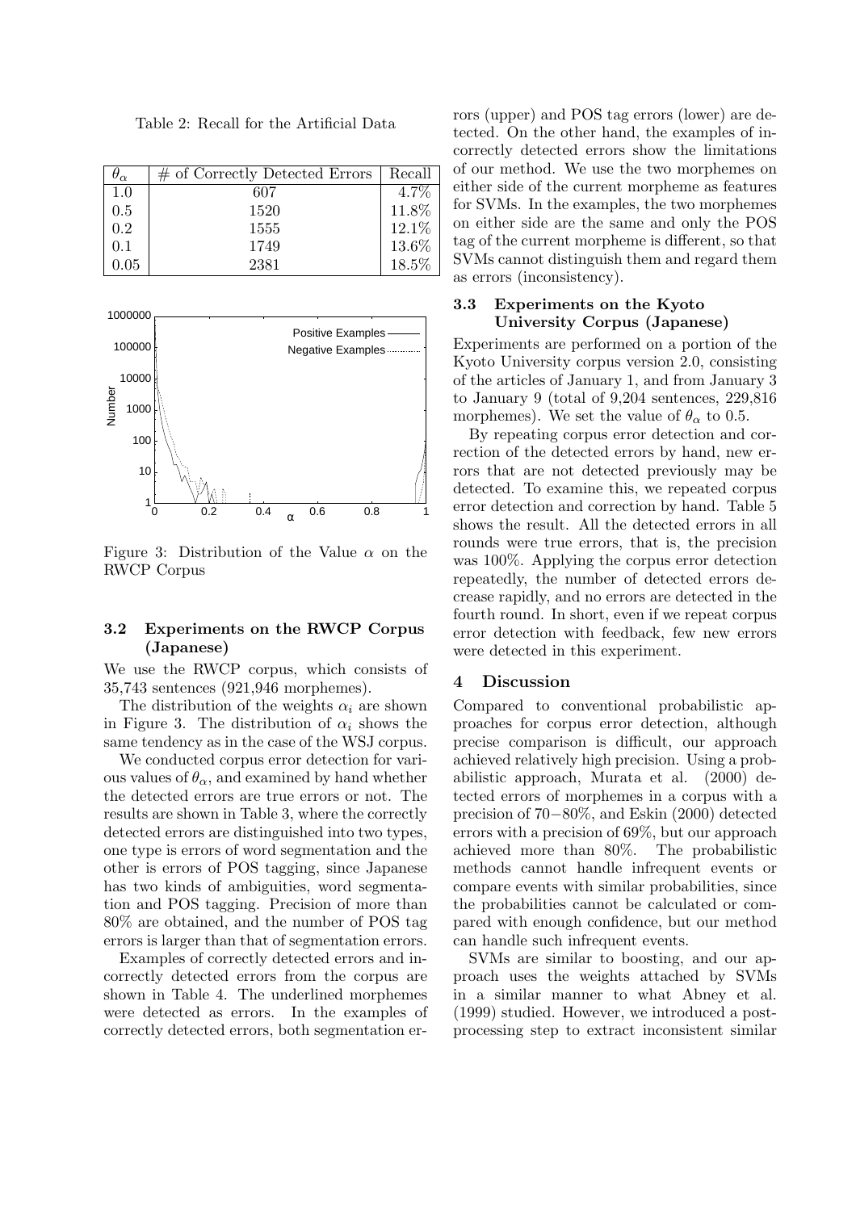Table 2: Recall for the Artificial Data

| $\theta_\alpha$ | # of Correctly Detected Errors | Recall |
|---|---|---|
| 1.0 | 607 | 4.7% |
| 0.5 | 1520 | 11.8% |
| 0.2 | 1555 | 12.1% |
| 0.1 | 1749 | 13.6% |
| 0.05 | 2381 | 18.5% |

Figure 3: Distribution of the Value $\alpha$ on the RWCP Corpus

### 3.2 Experiments on the RWCP Corpus (Japanese)

We use the RWCP corpus, which consists of 35,743 sentences (921,946 morphemes).

The distribution of the weights $\alpha_i$ are shown in Figure 3. The distribution of $\alpha_i$ shows the same tendency as in the case of the WSJ corpus.

We conducted corpus error detection for various values of $\theta_\alpha$, and examined by hand whether the detected errors are true errors or not. The results are shown in Table 3, where the correctly detected errors are distinguished into two types, one type is errors of word segmentation and the other is errors of POS tagging, since Japanese has two kinds of ambiguities, word segmentation and POS tagging. Precision of more than 80% are obtained, and the number of POS tag errors is larger than that of segmentation errors.

Examples of correctly detected errors and incorrectly detected errors from the corpus are shown in Table 4. The underlined morphemes were detected as errors. In the examples of correctly detected errors, both segmentation errors (upper) and POS tag errors (lower) are detected. On the other hand, the examples of incorrectly detected errors show the limitations of our method. We use the two morphemes on either side of the current morpheme as features for SVMs. In the examples, the two morphemes on either side are the same and only the POS tag of the current morpheme is different, so that SVMs cannot distinguish them and regard them as errors (inconsistency).

### 3.3 Experiments on the Kyoto University Corpus (Japanese)

Experiments are performed on a portion of the Kyoto University corpus version 2.0, consisting of the articles of January 1, and from January 3 to January 9 (total of 9,204 sentences, 229,816 morphemes). We set the value of $\theta_\alpha$ to 0.5.

By repeating corpus error detection and correction of the detected errors by hand, new errors that are not detected previously may be detected. To examine this, we repeated corpus error detection and correction by hand. Table 5 shows the result. All the detected errors in all rounds were true errors, that is, the precision was 100%. Applying the corpus error detection repeatedly, the number of detected errors decrease rapidly, and no errors are detected in the fourth round. In short, even if we repeat corpus error detection with feedback, few new errors were detected in this experiment.

## 4 Discussion

Compared to conventional probabilistic approaches for corpus error detection, although precise comparison is difficult, our approach achieved relatively high precision. Using a probabilistic approach, Murata et al. (2000) detected errors of morphemes in a corpus with a precision of 70−80%, and Eskin (2000) detected errors with a precision of 69%, but our approach achieved more than 80%. The probabilistic methods cannot handle infrequent events or compare events with similar probabilities, since the probabilities cannot be calculated or compared with enough confidence, but our method can handle such infrequent events.

SVMs are similar to boosting, and our approach uses the weights attached by SVMs in a similar manner to what Abney et al. (1999) studied. However, we introduced a post-processing step to extract inconsistent similar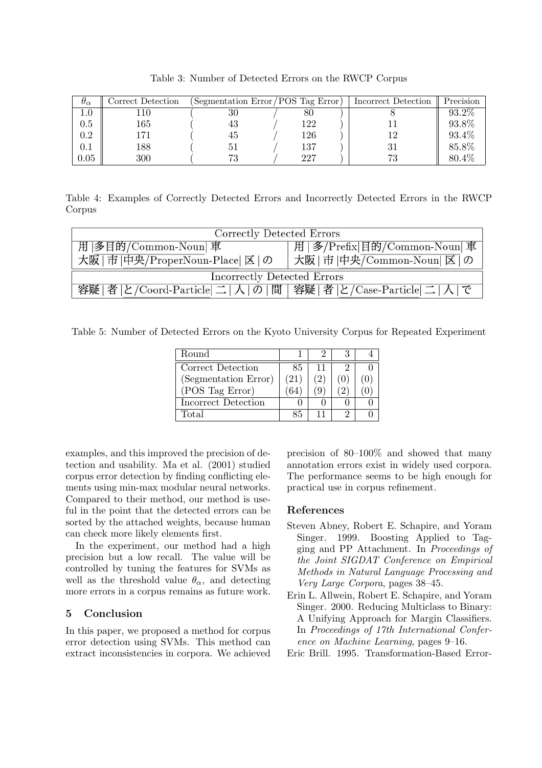Table 3: Number of Detected Errors on the RWCP Corpus

| $\theta_\alpha$ | Correct Detection | (Segmentation Error / POS Tag Error) | Incorrect Detection | Precision |
|---|---|---|---|---|
| 1.0 | 110 | ( 30 / 80 ) | 8 | 93.2% |
| 0.5 | 165 | ( 43 / 122 ) | 11 | 93.8% |
| 0.2 | 171 | ( 45 / 126 ) | 12 | 93.4% |
| 0.1 | 188 | ( 51 / 137 ) | 31 | 85.8% |
| 0.05 | 300 | ( 73 / 227 ) | 73 | 80.4% |

Table 4: Examples of Correctly Detected Errors and Incorrectly Detected Errors in the RWCP Corpus

| Correctly Detected Errors | |
|---|---|
| 用 \|多目的/Common-Noun\| 車 | 用 \| 多/Prefix\|目的/Common-Noun\| 車 |
| 大阪 \| 市 \|中央/ProperNoun-Place\| 区 \| の | 大阪 \| 市 \|中央/Common-Noun\| 区 \| の |
| **Incorrectly Detected Errors** | |
| 容疑 \| 者 \|と/Coord-Particle\| 二 \| 人 \| の \| 間 | 容疑 \| 者 \|と/Case-Particle\| 二 \| 人 \| で |

Table 5: Number of Detected Errors on the Kyoto University Corpus for Repeated Experiment

| Round | 1 | 2 | 3 | 4 |
|---|---|---|---|---|
| Correct Detection | 85 | 11 | 2 | 0 |
| (Segmentation Error) | (21) | (2) | (0) | (0) |
| (POS Tag Error) | (64) | (9) | (2) | (0) |
| Incorrect Detection | 0 | 0 | 0 | 0 |
| Total | 85 | 11 | 2 | 0 |

examples, and this improved the precision of detection and usability. Ma et al. (2001) studied corpus error detection by finding conflicting elements using min-max modular neural networks. Compared to their method, our method is useful in the point that the detected errors can be sorted by the attached weights, because human can check more likely elements first.

In the experiment, our method had a high precision but a low recall. The value will be controlled by tuning the features for SVMs as well as the threshold value $\theta_\alpha$, and detecting more errors in a corpus remains as future work.

## 5 Conclusion

In this paper, we proposed a method for corpus error detection using SVMs. This method can extract inconsistencies in corpora. We achieved precision of 80–100% and showed that many annotation errors exist in widely used corpora. The performance seems to be high enough for practical use in corpus refinement.

## References

Steven Abney, Robert E. Schapire, and Yoram Singer. 1999. Boosting Applied to Tagging and PP Attachment. In *Proceedings of the Joint SIGDAT Conference on Empirical Methods in Natural Language Processing and Very Large Corpora*, pages 38–45.

Erin L. Allwein, Robert E. Schapire, and Yoram Singer. 2000. Reducing Multiclass to Binary: A Unifying Approach for Margin Classifiers. In *Proceedings of 17th International Conference on Machine Learning*, pages 9–16.

Eric Brill. 1995. Transformation-Based Error-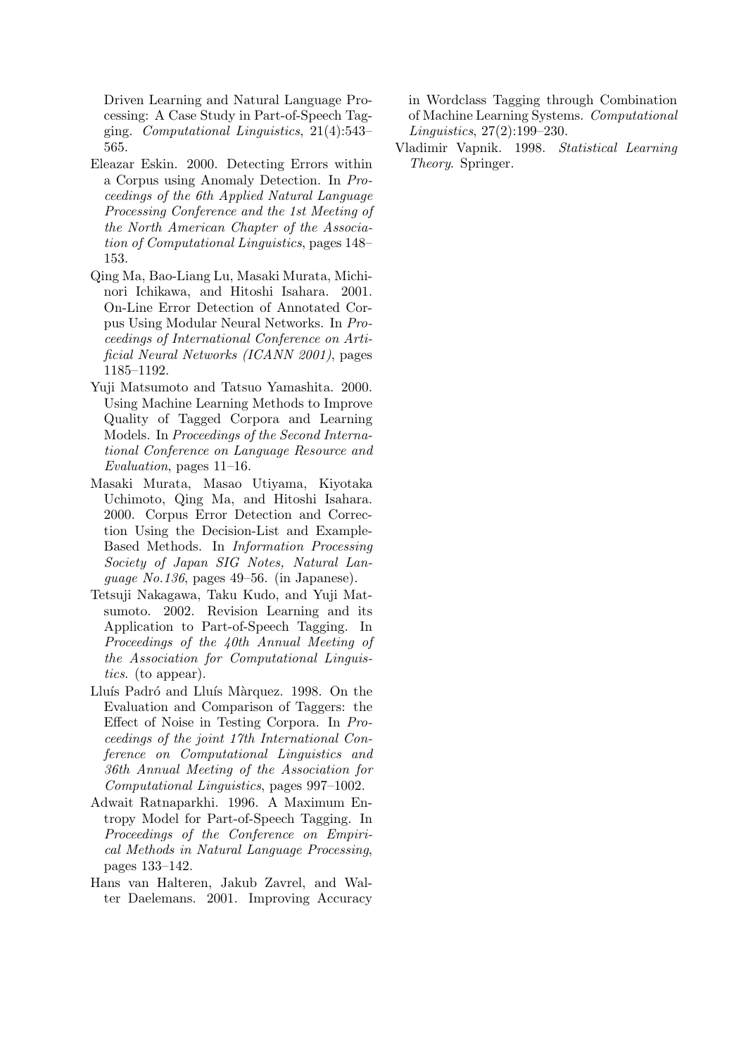Driven Learning and Natural Language Processing: A Case Study in Part-of-Speech Tagging. *Computational Linguistics*, 21(4):543–565.

Eleazar Eskin. 2000. Detecting Errors within a Corpus using Anomaly Detection. In *Proceedings of the 6th Applied Natural Language Processing Conference and the 1st Meeting of the North American Chapter of the Association of Computational Linguistics*, pages 148–153.

Qing Ma, Bao-Liang Lu, Masaki Murata, Michinori Ichikawa, and Hitoshi Isahara. 2001. On-Line Error Detection of Annotated Corpus Using Modular Neural Networks. In *Proceedings of International Conference on Artificial Neural Networks (ICANN 2001)*, pages 1185–1192.

Yuji Matsumoto and Tatsuo Yamashita. 2000. Using Machine Learning Methods to Improve Quality of Tagged Corpora and Learning Models. In *Proceedings of the Second International Conference on Language Resource and Evaluation*, pages 11–16.

Masaki Murata, Masao Utiyama, Kiyotaka Uchimoto, Qing Ma, and Hitoshi Isahara. 2000. Corpus Error Detection and Correction Using the Decision-List and Example-Based Methods. In *Information Processing Society of Japan SIG Notes, Natural Language No.136*, pages 49–56. (in Japanese).

Tetsuji Nakagawa, Taku Kudo, and Yuji Matsumoto. 2002. Revision Learning and its Application to Part-of-Speech Tagging. In *Proceedings of the 40th Annual Meeting of the Association for Computational Linguistics*. (to appear).

Lluís Padró and Lluís Màrquez. 1998. On the Evaluation and Comparison of Taggers: the Effect of Noise in Testing Corpora. In *Proceedings of the joint 17th International Conference on Computational Linguistics and 36th Annual Meeting of the Association for Computational Linguistics*, pages 997–1002.

Adwait Ratnaparkhi. 1996. A Maximum Entropy Model for Part-of-Speech Tagging. In *Proceedings of the Conference on Empirical Methods in Natural Language Processing*, pages 133–142.

Hans van Halteren, Jakub Zavrel, and Walter Daelemans. 2001. Improving Accuracy in Wordclass Tagging through Combination of Machine Learning Systems. *Computational Linguistics*, 27(2):199–230.

Vladimir Vapnik. 1998. *Statistical Learning Theory*. Springer.